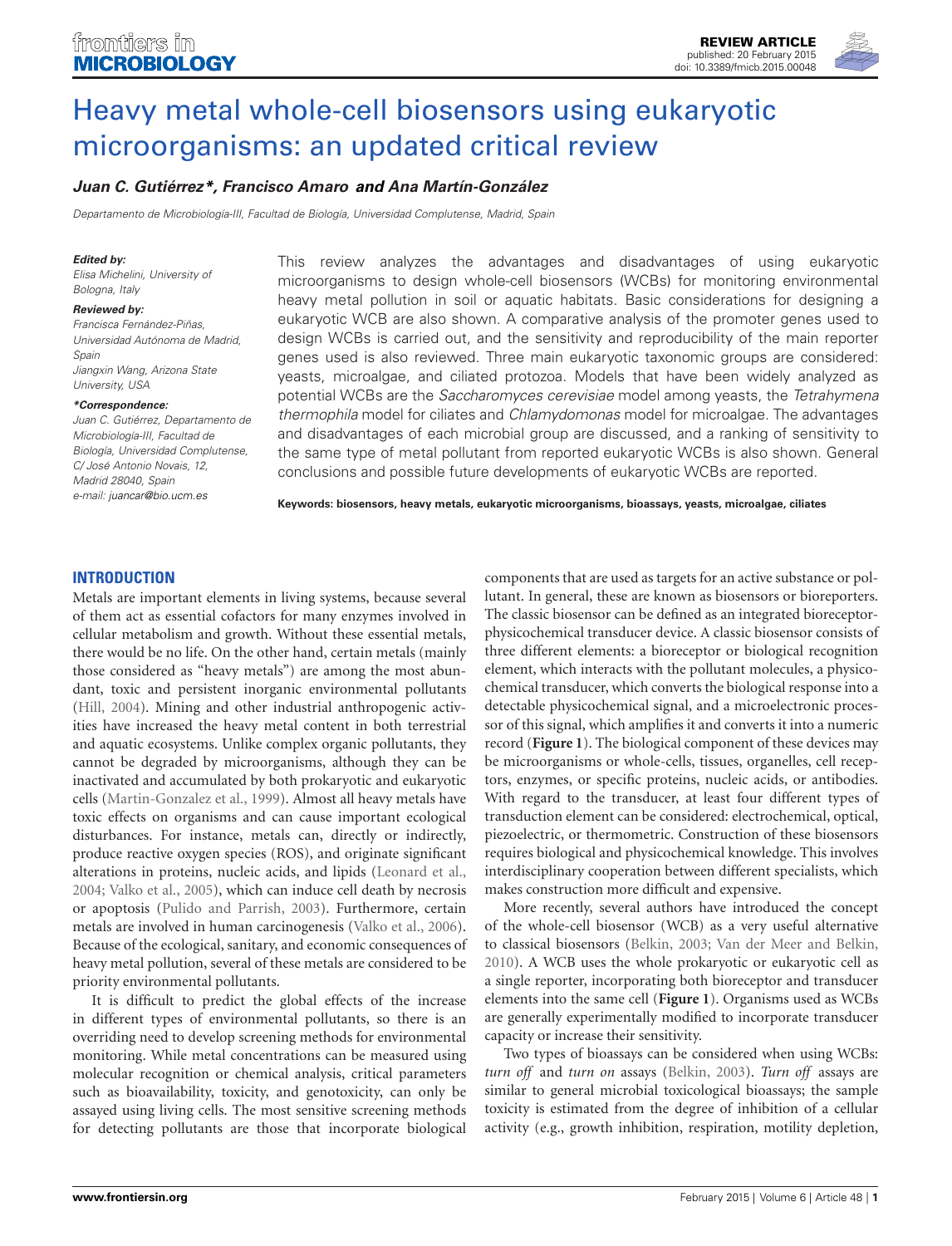REVIEW ARTICLE
published: 20 February 2015
doi: 10.3389/fmicb.2015.00048

# Heavy metal whole-cell biosensors using eukaryotic microorganisms: an updated critical review

***Juan C. Gutiérrez\*, Francisco Amaro and Ana Martín-González***

*Departamento de Microbiología-III, Facultad de Biología, Universidad Complutense, Madrid, Spain*

***Edited by:***
*Elisa Michelini, University of Bologna, Italy*

***Reviewed by:***
*Francisca Fernández-Piñas, Universidad Autónoma de Madrid, Spain*
*Jiangxin Wang, Arizona State University, USA*

***\*Correspondence:***
*Juan C. Gutiérrez, Departamento de Microbiología-III, Facultad de Biología, Universidad Complutense, C/ José Antonio Novais, 12, Madrid 28040, Spain*
*e-mail: juancar@bio.ucm.es*

This review analyzes the advantages and disadvantages of using eukaryotic microorganisms to design whole-cell biosensors (WCBs) for monitoring environmental heavy metal pollution in soil or aquatic habitats. Basic considerations for designing a eukaryotic WCB are also shown. A comparative analysis of the promoter genes used to design WCBs is carried out, and the sensitivity and reproducibility of the main reporter genes used is also reviewed. Three main eukaryotic taxonomic groups are considered: yeasts, microalgae, and ciliated protozoa. Models that have been widely analyzed as potential WCBs are the *Saccharomyces cerevisiae* model among yeasts, the *Tetrahymena thermophila* model for ciliates and *Chlamydomonas* model for microalgae. The advantages and disadvantages of each microbial group are discussed, and a ranking of sensitivity to the same type of metal pollutant from reported eukaryotic WCBs is also shown. General conclusions and possible future developments of eukaryotic WCBs are reported.

**Keywords: biosensors, heavy metals, eukaryotic microorganisms, bioassays, yeasts, microalgae, ciliates**

## INTRODUCTION

Metals are important elements in living systems, because several of them act as essential cofactors for many enzymes involved in cellular metabolism and growth. Without these essential metals, there would be no life. On the other hand, certain metals (mainly those considered as "heavy metals") are among the most abundant, toxic and persistent inorganic environmental pollutants (Hill, 2004). Mining and other industrial anthropogenic activities have increased the heavy metal content in both terrestrial and aquatic ecosystems. Unlike complex organic pollutants, they cannot be degraded by microorganisms, although they can be inactivated and accumulated by both prokaryotic and eukaryotic cells (Martin-Gonzalez et al., 1999). Almost all heavy metals have toxic effects on organisms and can cause important ecological disturbances. For instance, metals can, directly or indirectly, produce reactive oxygen species (ROS), and originate significant alterations in proteins, nucleic acids, and lipids (Leonard et al., 2004; Valko et al., 2005), which can induce cell death by necrosis or apoptosis (Pulido and Parrish, 2003). Furthermore, certain metals are involved in human carcinogenesis (Valko et al., 2006). Because of the ecological, sanitary, and economic consequences of heavy metal pollution, several of these metals are considered to be priority environmental pollutants.

It is difficult to predict the global effects of the increase in different types of environmental pollutants, so there is an overriding need to develop screening methods for environmental monitoring. While metal concentrations can be measured using molecular recognition or chemical analysis, critical parameters such as bioavailability, toxicity, and genotoxicity, can only be assayed using living cells. The most sensitive screening methods for detecting pollutants are those that incorporate biological components that are used as targets for an active substance or pollutant. In general, these are known as biosensors or bioreporters. The classic biosensor can be defined as an integrated bioreceptor-physicochemical transducer device. A classic biosensor consists of three different elements: a bioreceptor or biological recognition element, which interacts with the pollutant molecules, a physicochemical transducer, which converts the biological response into a detectable physicochemical signal, and a microelectronic processor of this signal, which amplifies it and converts it into a numeric record (**Figure 1**). The biological component of these devices may be microorganisms or whole-cells, tissues, organelles, cell receptors, enzymes, or specific proteins, nucleic acids, or antibodies. With regard to the transducer, at least four different types of transduction element can be considered: electrochemical, optical, piezoelectric, or thermometric. Construction of these biosensors requires biological and physicochemical knowledge. This involves interdisciplinary cooperation between different specialists, which makes construction more difficult and expensive.

More recently, several authors have introduced the concept of the whole-cell biosensor (WCB) as a very useful alternative to classical biosensors (Belkin, 2003; Van der Meer and Belkin, 2010). A WCB uses the whole prokaryotic or eukaryotic cell as a single reporter, incorporating both bioreceptor and transducer elements into the same cell (**Figure 1**). Organisms used as WCBs are generally experimentally modified to incorporate transducer capacity or increase their sensitivity.

Two types of bioassays can be considered when using WCBs: *turn off* and *turn on* assays (Belkin, 2003). *Turn off* assays are similar to general microbial toxicological bioassays; the sample toxicity is estimated from the degree of inhibition of a cellular activity (e.g., growth inhibition, respiration, motility depletion,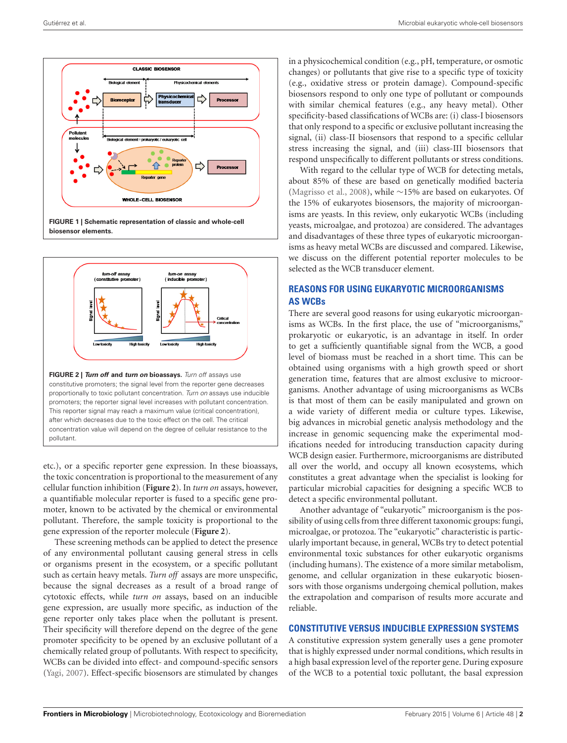CLASSIC BIOSENSOR

Biological element

Physicochemical elements

Bioreceptor

Physicochemical transducer

Processor

Pollutant molecules

Biological element = prokaryotic / eukaryotic cell

Reporter protein

Reporter gene

Processor

WHOLE-CELL BIOSENSOR

**FIGURE 1 | Schematic representation of classic and whole-cell biosensor elements.**

*turn-off* assay
(constitutive promoter)

*turn-on* assay
(inducible promoter)

Signal level

Signal level

Critical concentration

Low toxicity

High toxicity

Low toxicity

High toxicity

**FIGURE 2 | *Turn off* and *turn on* bioassays.** *Turn off* assays use constitutive promoters; the signal level from the reporter gene decreases proportionally to toxic pollutant concentration. *Turn on* assays use inducible promoters; the reporter signal level increases with pollutant concentration. This reporter signal may reach a maximum value (critical concentration), after which decreases due to the toxic effect on the cell. The critical concentration value will depend on the degree of cellular resistance to the pollutant.

etc.), or a specific reporter gene expression. In these bioassays, the toxic concentration is proportional to the measurement of any cellular function inhibition (**Figure 2**). In *turn on* assays, however, a quantifiable molecular reporter is fused to a specific gene promoter, known to be activated by the chemical or environmental pollutant. Therefore, the sample toxicity is proportional to the gene expression of the reporter molecule (**Figure 2**).

These screening methods can be applied to detect the presence of any environmental pollutant causing general stress in cells or organisms present in the ecosystem, or a specific pollutant such as certain heavy metals. *Turn off* assays are more unspecific, because the signal decreases as a result of a broad range of cytotoxic effects, while *turn on* assays, based on an inducible gene expression, are usually more specific, as induction of the gene reporter only takes place when the pollutant is present. Their specificity will therefore depend on the degree of the gene promoter specificity to be opened by an exclusive pollutant of a chemically related group of pollutants. With respect to specificity, WCBs can be divided into effect- and compound-specific sensors (Yagi, 2007). Effect-specific biosensors are stimulated by changes in a physicochemical condition (e.g., pH, temperature, or osmotic changes) or pollutants that give rise to a specific type of toxicity (e.g., oxidative stress or protein damage). Compound-specific biosensors respond to only one type of pollutant or compounds with similar chemical features (e.g., any heavy metal). Other specificity-based classifications of WCBs are: (i) class-I biosensors that only respond to a specific or exclusive pollutant increasing the signal, (ii) class-II biosensors that respond to a specific cellular stress increasing the signal, and (iii) class-III biosensors that respond unspecifically to different pollutants or stress conditions.

With regard to the cellular type of WCB for detecting metals, about 85% of these are based on genetically modified bacteria (Magrisso et al., 2008), while ~15% are based on eukaryotes. Of the 15% of eukaryotes biosensors, the majority of microorganisms are yeasts. In this review, only eukaryotic WCBs (including yeasts, microalgae, and protozoa) are considered. The advantages and disadvantages of these three types of eukaryotic microorganisms as heavy metal WCBs are discussed and compared. Likewise, we discuss on the different potential reporter molecules to be selected as the WCB transducer element.

## REASONS FOR USING EUKARYOTIC MICROORGANISMS AS WCBs

There are several good reasons for using eukaryotic microorganisms as WCBs. In the first place, the use of "microorganisms," prokaryotic or eukaryotic, is an advantage in itself. In order to get a sufficiently quantifiable signal from the WCB, a good level of biomass must be reached in a short time. This can be obtained using organisms with a high growth speed or short generation time, features that are almost exclusive to microorganisms. Another advantage of using microorganisms as WCBs is that most of them can be easily manipulated and grown on a wide variety of different media or culture types. Likewise, big advances in microbial genetic analysis methodology and the increase in genomic sequencing make the experimental modifications needed for introducing transduction capacity during WCB design easier. Furthermore, microorganisms are distributed all over the world, and occupy all known ecosystems, which constitutes a great advantage when the specialist is looking for particular microbial capacities for designing a specific WCB to detect a specific environmental pollutant.

Another advantage of "eukaryotic" microorganism is the possibility of using cells from three different taxonomic groups: fungi, microalgae, or protozoa. The "eukaryotic" characteristic is particularly important because, in general, WCBs try to detect potential environmental toxic substances for other eukaryotic organisms (including humans). The existence of a more similar metabolism, genome, and cellular organization in these eukaryotic biosensors with those organisms undergoing chemical pollution, makes the extrapolation and comparison of results more accurate and reliable.

## CONSTITUTIVE VERSUS INDUCIBLE EXPRESSION SYSTEMS

A constitutive expression system generally uses a gene promoter that is highly expressed under normal conditions, which results in a high basal expression level of the reporter gene. During exposure of the WCB to a potential toxic pollutant, the basal expression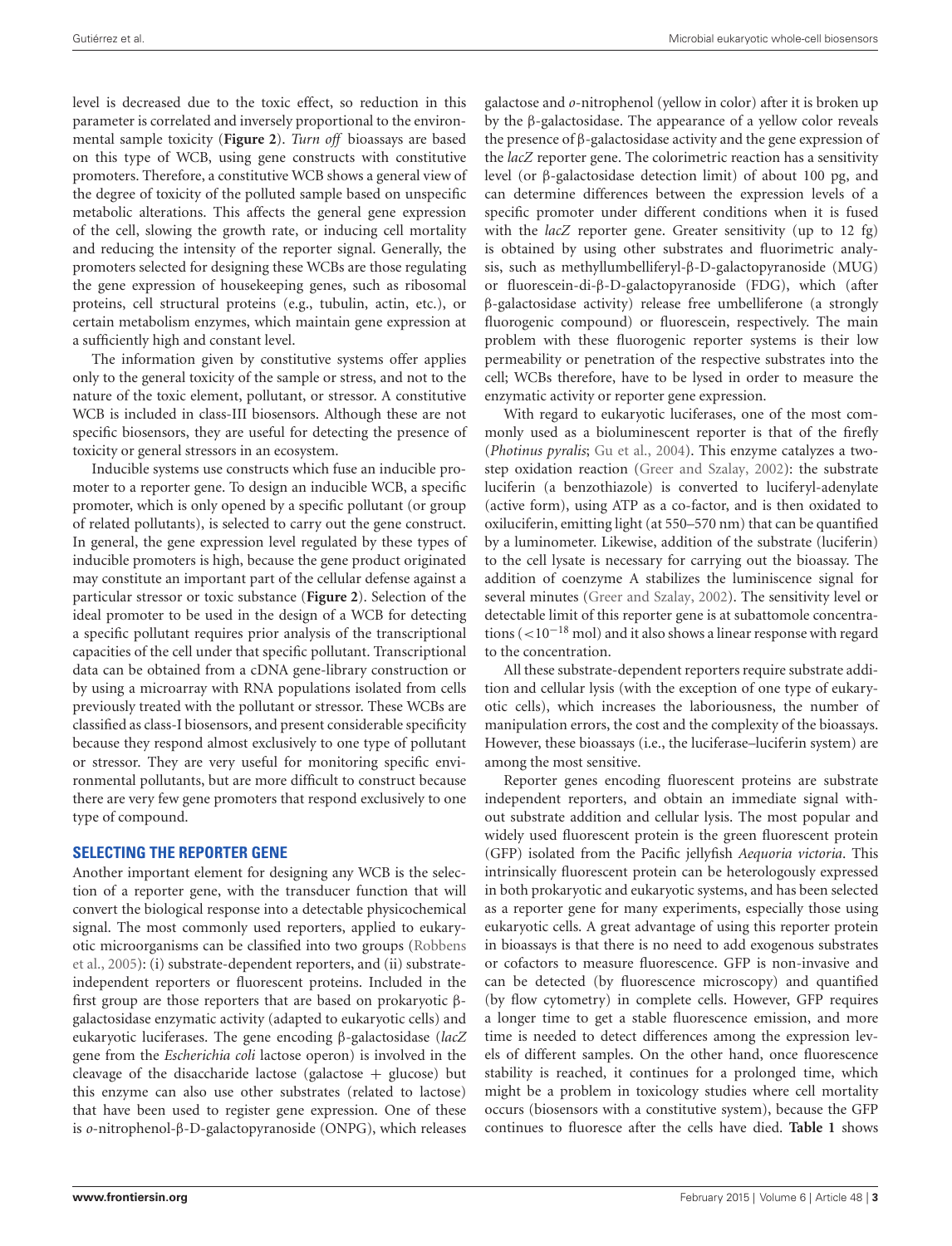level is decreased due to the toxic effect, so reduction in this parameter is correlated and inversely proportional to the environmental sample toxicity (**Figure 2**). *Turn off* bioassays are based on this type of WCB, using gene constructs with constitutive promoters. Therefore, a constitutive WCB shows a general view of the degree of toxicity of the polluted sample based on unspecific metabolic alterations. This affects the general gene expression of the cell, slowing the growth rate, or inducing cell mortality and reducing the intensity of the reporter signal. Generally, the promoters selected for designing these WCBs are those regulating the gene expression of housekeeping genes, such as ribosomal proteins, cell structural proteins (e.g., tubulin, actin, etc.), or certain metabolism enzymes, which maintain gene expression at a sufficiently high and constant level.

The information given by constitutive systems offer applies only to the general toxicity of the sample or stress, and not to the nature of the toxic element, pollutant, or stressor. A constitutive WCB is included in class-III biosensors. Although these are not specific biosensors, they are useful for detecting the presence of toxicity or general stressors in an ecosystem.

Inducible systems use constructs which fuse an inducible promoter to a reporter gene. To design an inducible WCB, a specific promoter, which is only opened by a specific pollutant (or group of related pollutants), is selected to carry out the gene construct. In general, the gene expression level regulated by these types of inducible promoters is high, because the gene product originated may constitute an important part of the cellular defense against a particular stressor or toxic substance (**Figure 2**). Selection of the ideal promoter to be used in the design of a WCB for detecting a specific pollutant requires prior analysis of the transcriptional capacities of the cell under that specific pollutant. Transcriptional data can be obtained from a cDNA gene-library construction or by using a microarray with RNA populations isolated from cells previously treated with the pollutant or stressor. These WCBs are classified as class-I biosensors, and present considerable specificity because they respond almost exclusively to one type of pollutant or stressor. They are very useful for monitoring specific environmental pollutants, but are more difficult to construct because there are very few gene promoters that respond exclusively to one type of compound.

## SELECTING THE REPORTER GENE

Another important element for designing any WCB is the selection of a reporter gene, with the transducer function that will convert the biological response into a detectable physicochemical signal. The most commonly used reporters, applied to eukaryotic microorganisms can be classified into two groups (Robbens et al., 2005): (i) substrate-dependent reporters, and (ii) substrate-independent reporters or fluorescent proteins. Included in the first group are those reporters that are based on prokaryotic β-galactosidase enzymatic activity (adapted to eukaryotic cells) and eukaryotic luciferases. The gene encoding β-galactosidase (*lacZ* gene from the *Escherichia coli* lactose operon) is involved in the cleavage of the disaccharide lactose (galactose + glucose) but this enzyme can also use other substrates (related to lactose) that have been used to register gene expression. One of these is *o*-nitrophenol-β-D-galactopyranoside (ONPG), which releases galactose and *o*-nitrophenol (yellow in color) after it is broken up by the β-galactosidase. The appearance of a yellow color reveals the presence of β-galactosidase activity and the gene expression of the *lacZ* reporter gene. The colorimetric reaction has a sensitivity level (or β-galactosidase detection limit) of about 100 pg, and can determine differences between the expression levels of a specific promoter under different conditions when it is fused with the *lacZ* reporter gene. Greater sensitivity (up to 12 fg) is obtained by using other substrates and fluorimetric analysis, such as methyllumbelliferyl-β-D-galactopyranoside (MUG) or fluorescein-di-β-D-galactopyranoside (FDG), which (after β-galactosidase activity) release free umbelliferone (a strongly fluorogenic compound) or fluorescein, respectively. The main problem with these fluorogenic reporter systems is their low permeability or penetration of the respective substrates into the cell; WCBs therefore, have to be lysed in order to measure the enzymatic activity or reporter gene expression.

With regard to eukaryotic luciferases, one of the most commonly used as a bioluminescent reporter is that of the firefly (*Photinus pyralis*; Gu et al., 2004). This enzyme catalyzes a two-step oxidation reaction (Greer and Szalay, 2002): the substrate luciferin (a benzothiazole) is converted to luciferyl-adenylate (active form), using ATP as a co-factor, and is then oxidated to oxiluciferin, emitting light (at 550–570 nm) that can be quantified by a luminometer. Likewise, addition of the substrate (luciferin) to the cell lysate is necessary for carrying out the bioassay. The addition of coenzyme A stabilizes the luminiscence signal for several minutes (Greer and Szalay, 2002). The sensitivity level or detectable limit of this reporter gene is at subattomole concentrations ($<10^{-18}$ mol) and it also shows a linear response with regard to the concentration.

All these substrate-dependent reporters require substrate addition and cellular lysis (with the exception of one type of eukaryotic cells), which increases the laboriousness, the number of manipulation errors, the cost and the complexity of the bioassays. However, these bioassays (i.e., the luciferase–luciferin system) are among the most sensitive.

Reporter genes encoding fluorescent proteins are substrate independent reporters, and obtain an immediate signal without substrate addition and cellular lysis. The most popular and widely used fluorescent protein is the green fluorescent protein (GFP) isolated from the Pacific jellyfish *Aequoria victoria*. This intrinsically fluorescent protein can be heterologously expressed in both prokaryotic and eukaryotic systems, and has been selected as a reporter gene for many experiments, especially those using eukaryotic cells. A great advantage of using this reporter protein in bioassays is that there is no need to add exogenous substrates or cofactors to measure fluorescence. GFP is non-invasive and can be detected (by fluorescence microscopy) and quantified (by flow cytometry) in complete cells. However, GFP requires a longer time to get a stable fluorescence emission, and more time is needed to detect differences among the expression levels of different samples. On the other hand, once fluorescence stability is reached, it continues for a prolonged time, which might be a problem in toxicology studies where cell mortality occurs (biosensors with a constitutive system), because the GFP continues to fluoresce after the cells have died. **Table 1** shows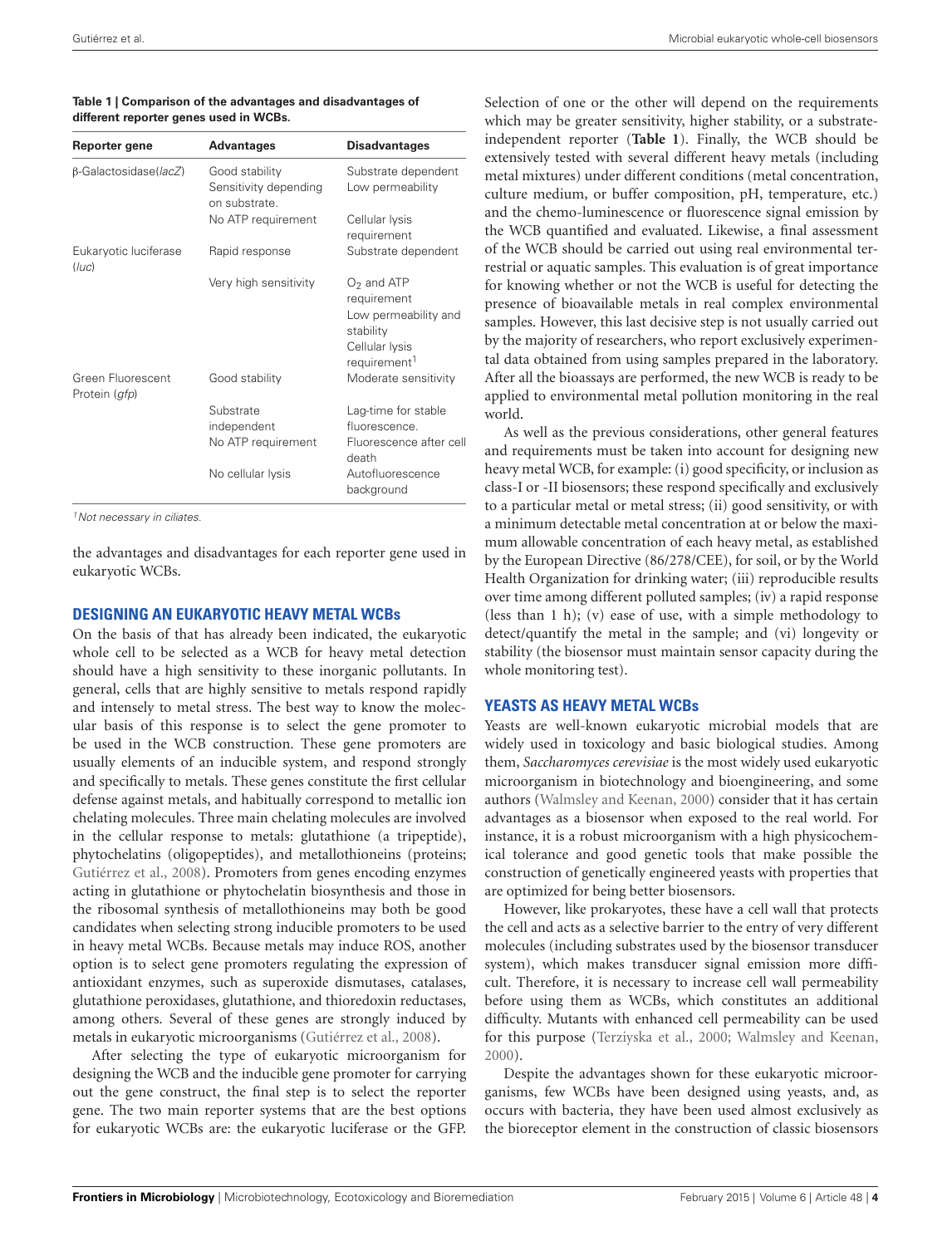**Table 1 | Comparison of the advantages and disadvantages of different reporter genes used in WCBs.**

| Reporter gene | Advantages | Disadvantages |
|---|---|---|
| β-Galactosidase(*lacZ*) | Good stability<br>Sensitivity depending on substrate. | Substrate dependent<br>Low permeability |
| | No ATP requirement | Cellular lysis requirement |
| Eukaryotic luciferase (*luc*) | Rapid response | Substrate dependent |
| | Very high sensitivity | $O_2$ and ATP requirement<br>Low permeability and stability<br>Cellular lysis requirement[1] |
| Green Fluorescent Protein (*gfp*) | Good stability | Moderate sensitivity |
| | Substrate independent | Lag-time for stable fluorescence. |
| | No ATP requirement | Fluorescence after cell death |
| | No cellular lysis | Autofluorescence background |

[1] *Not necessary in ciliates.*

the advantages and disadvantages for each reporter gene used in eukaryotic WCBs.

## DESIGNING AN EUKARYOTIC HEAVY METAL WCBs

On the basis of that has already been indicated, the eukaryotic whole cell to be selected as a WCB for heavy metal detection should have a high sensitivity to these inorganic pollutants. In general, cells that are highly sensitive to metals respond rapidly and intensely to metal stress. The best way to know the molecular basis of this response is to select the gene promoter to be used in the WCB construction. These gene promoters are usually elements of an inducible system, and respond strongly and specifically to metals. These genes constitute the first cellular defense against metals, and habitually correspond to metallic ion chelating molecules. Three main chelating molecules are involved in the cellular response to metals: glutathione (a tripeptide), phytochelatins (oligopeptides), and metallothioneins (proteins; Gutiérrez et al., 2008). Promoters from genes encoding enzymes acting in glutathione or phytochelatin biosynthesis and those in the ribosomal synthesis of metallothioneins may both be good candidates when selecting strong inducible promoters to be used in heavy metal WCBs. Because metals may induce ROS, another option is to select gene promoters regulating the expression of antioxidant enzymes, such as superoxide dismutases, catalases, glutathione peroxidases, glutathione, and thioredoxin reductases, among others. Several of these genes are strongly induced by metals in eukaryotic microorganisms (Gutiérrez et al., 2008).

After selecting the type of eukaryotic microorganism for designing the WCB and the inducible gene promoter for carrying out the gene construct, the final step is to select the reporter gene. The two main reporter systems that are the best options for eukaryotic WCBs are: the eukaryotic luciferase or the GFP. Selection of one or the other will depend on the requirements which may be greater sensitivity, higher stability, or a substrate-independent reporter (**Table 1**). Finally, the WCB should be extensively tested with several different heavy metals (including metal mixtures) under different conditions (metal concentration, culture medium, or buffer composition, pH, temperature, etc.) and the chemo-luminescence or fluorescence signal emission by the WCB quantified and evaluated. Likewise, a final assessment of the WCB should be carried out using real environmental terrestrial or aquatic samples. This evaluation is of great importance for knowing whether or not the WCB is useful for detecting the presence of bioavailable metals in real complex environmental samples. However, this last decisive step is not usually carried out by the majority of researchers, who report exclusively experimental data obtained from using samples prepared in the laboratory. After all the bioassays are performed, the new WCB is ready to be applied to environmental metal pollution monitoring in the real world.

As well as the previous considerations, other general features and requirements must be taken into account for designing new heavy metal WCB, for example: (i) good specificity, or inclusion as class-I or -II biosensors; these respond specifically and exclusively to a particular metal or metal stress; (ii) good sensitivity, or with a minimum detectable metal concentration at or below the maximum allowable concentration of each heavy metal, as established by the European Directive (86/278/CEE), for soil, or by the World Health Organization for drinking water; (iii) reproducible results over time among different polluted samples; (iv) a rapid response (less than 1 h); (v) ease of use, with a simple methodology to detect/quantify the metal in the sample; and (vi) longevity or stability (the biosensor must maintain sensor capacity during the whole monitoring test).

## YEASTS AS HEAVY METAL WCBs

Yeasts are well-known eukaryotic microbial models that are widely used in toxicology and basic biological studies. Among them, *Saccharomyces cerevisiae* is the most widely used eukaryotic microorganism in biotechnology and bioengineering, and some authors (Walmsley and Keenan, 2000) consider that it has certain advantages as a biosensor when exposed to the real world. For instance, it is a robust microorganism with a high physicochemical tolerance and good genetic tools that make possible the construction of genetically engineered yeasts with properties that are optimized for being better biosensors.

However, like prokaryotes, these have a cell wall that protects the cell and acts as a selective barrier to the entry of very different molecules (including substrates used by the biosensor transducer system), which makes transducer signal emission more difficult. Therefore, it is necessary to increase cell wall permeability before using them as WCBs, which constitutes an additional difficulty. Mutants with enhanced cell permeability can be used for this purpose (Terziyska et al., 2000; Walmsley and Keenan, 2000).

Despite the advantages shown for these eukaryotic microorganisms, few WCBs have been designed using yeasts, and, as occurs with bacteria, they have been used almost exclusively as the bioreceptor element in the construction of classic biosensors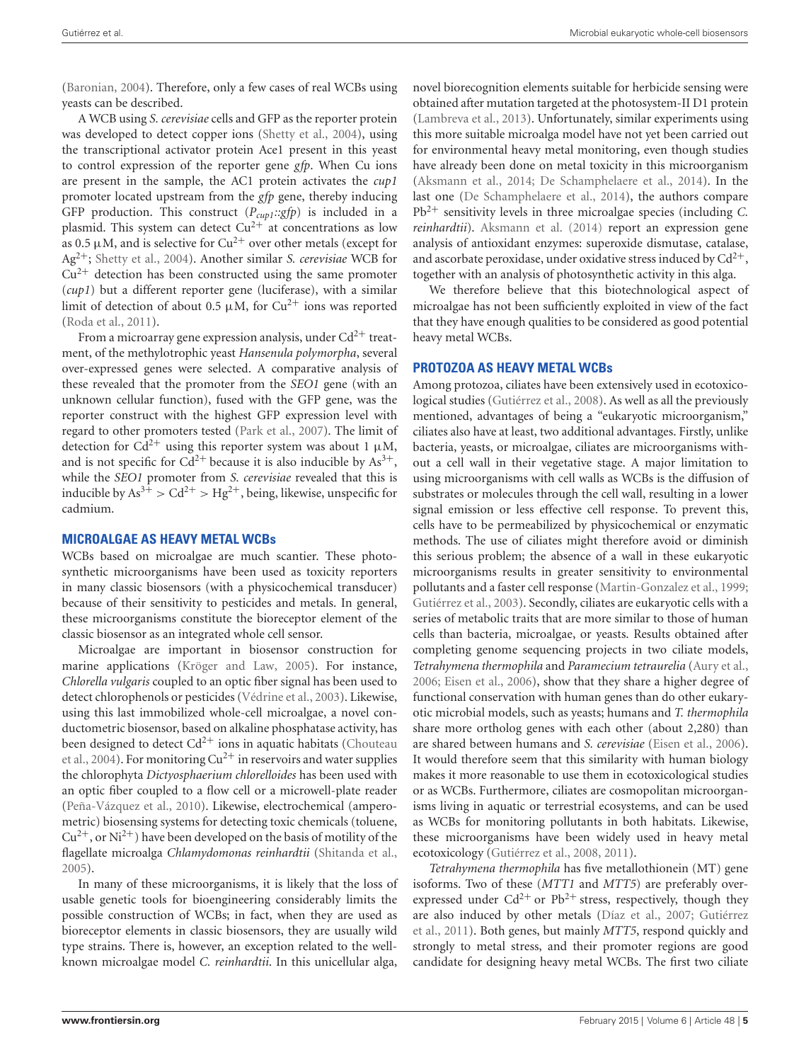(Baronian, 2004). Therefore, only a few cases of real WCBs using yeasts can be described.

A WCB using *S. cerevisiae* cells and GFP as the reporter protein was developed to detect copper ions (Shetty et al., 2004), using the transcriptional activator protein Ace1 present in this yeast to control expression of the reporter gene *gfp*. When Cu ions are present in the sample, the AC1 protein activates the *cup1* promoter located upstream from the *gfp* gene, thereby inducing GFP production. This construct ($P_{cup1}$*::gfp*) is included in a plasmid. This system can detect $Cu^{2+}$ at concentrations as low as 0.5 μM, and is selective for $Cu^{2+}$ over other metals (except for $Ag^{2+}$; Shetty et al., 2004). Another similar *S. cerevisiae* WCB for $Cu^{2+}$ detection has been constructed using the same promoter (*cup1*) but a different reporter gene (luciferase), with a similar limit of detection of about 0.5 μM, for $Cu^{2+}$ ions was reported (Roda et al., 2011).

From a microarray gene expression analysis, under $Cd^{2+}$ treatment, of the methylotrophic yeast *Hansenula polymorpha*, several over-expressed genes were selected. A comparative analysis of these revealed that the promoter from the *SEO1* gene (with an unknown cellular function), fused with the GFP gene, was the reporter construct with the highest GFP expression level with regard to other promoters tested (Park et al., 2007). The limit of detection for $Cd^{2+}$ using this reporter system was about 1 μM, and is not specific for $Cd^{2+}$ because it is also inducible by $As^{3+}$, while the *SEO1* promoter from *S. cerevisiae* revealed that this is inducible by $As^{3+} > Cd^{2+} > Hg^{2+}$, being, likewise, unspecific for cadmium.

## MICROALGAE AS HEAVY METAL WCBs

WCBs based on microalgae are much scantier. These photosynthetic microorganisms have been used as toxicity reporters in many classic biosensors (with a physicochemical transducer) because of their sensitivity to pesticides and metals. In general, these microorganisms constitute the bioreceptor element of the classic biosensor as an integrated whole cell sensor.

Microalgae are important in biosensor construction for marine applications (Kröger and Law, 2005). For instance, *Chlorella vulgaris* coupled to an optic fiber signal has been used to detect chlorophenols or pesticides (Védrine et al., 2003). Likewise, using this last immobilized whole-cell microalgae, a novel conductometric biosensor, based on alkaline phosphatase activity, has been designed to detect $Cd^{2+}$ ions in aquatic habitats (Chouteau et al., 2004). For monitoring $Cu^{2+}$ in reservoirs and water supplies the chlorophyta *Dictyosphaerium chlorelloides* has been used with an optic fiber coupled to a flow cell or a microwell-plate reader (Peña-Vázquez et al., 2010). Likewise, electrochemical (amperometric) biosensing systems for detecting toxic chemicals (toluene, $Cu^{2+}$, or $Ni^{2+}$) have been developed on the basis of motility of the flagellate microalga *Chlamydomonas reinhardtii* (Shitanda et al., 2005).

In many of these microorganisms, it is likely that the loss of usable genetic tools for bioengineering considerably limits the possible construction of WCBs; in fact, when they are used as bioreceptor elements in classic biosensors, they are usually wild type strains. There is, however, an exception related to the well-known microalgae model *C. reinhardtii*. In this unicellular alga, novel biorecognition elements suitable for herbicide sensing were obtained after mutation targeted at the photosystem-II D1 protein (Lambreva et al., 2013). Unfortunately, similar experiments using this more suitable microalga model have not yet been carried out for environmental heavy metal monitoring, even though studies have already been done on metal toxicity in this microorganism (Aksmann et al., 2014; De Schamphelaere et al., 2014). In the last one (De Schamphelaere et al., 2014), the authors compare $Pb^{2+}$ sensitivity levels in three microalgae species (including *C. reinhardtii*). Aksmann et al. (2014) report an expression gene analysis of antioxidant enzymes: superoxide dismutase, catalase, and ascorbate peroxidase, under oxidative stress induced by $Cd^{2+}$, together with an analysis of photosynthetic activity in this alga.

We therefore believe that this biotechnological aspect of microalgae has not been sufficiently exploited in view of the fact that they have enough qualities to be considered as good potential heavy metal WCBs.

## PROTOZOA AS HEAVY METAL WCBs

Among protozoa, ciliates have been extensively used in ecotoxicological studies (Gutiérrez et al., 2008). As well as all the previously mentioned, advantages of being a "eukaryotic microorganism," ciliates also have at least, two additional advantages. Firstly, unlike bacteria, yeasts, or microalgae, ciliates are microorganisms without a cell wall in their vegetative stage. A major limitation to using microorganisms with cell walls as WCBs is the diffusion of substrates or molecules through the cell wall, resulting in a lower signal emission or less effective cell response. To prevent this, cells have to be permeabilized by physicochemical or enzymatic methods. The use of ciliates might therefore avoid or diminish this serious problem; the absence of a wall in these eukaryotic microorganisms results in greater sensitivity to environmental pollutants and a faster cell response (Martin-Gonzalez et al., 1999; Gutiérrez et al., 2003). Secondly, ciliates are eukaryotic cells with a series of metabolic traits that are more similar to those of human cells than bacteria, microalgae, or yeasts. Results obtained after completing genome sequencing projects in two ciliate models, *Tetrahymena thermophila* and *Paramecium tetraurelia* (Aury et al., 2006; Eisen et al., 2006), show that they share a higher degree of functional conservation with human genes than do other eukaryotic microbial models, such as yeasts; humans and *T. thermophila* share more ortholog genes with each other (about 2,280) than are shared between humans and *S. cerevisiae* (Eisen et al., 2006). It would therefore seem that this similarity with human biology makes it more reasonable to use them in ecotoxicological studies or as WCBs. Furthermore, ciliates are cosmopolitan microorganisms living in aquatic or terrestrial ecosystems, and can be used as WCBs for monitoring pollutants in both habitats. Likewise, these microorganisms have been widely used in heavy metal ecotoxicology (Gutiérrez et al., 2008, 2011).

*Tetrahymena thermophila* has five metallothionein (MT) gene isoforms. Two of these (*MTT1* and *MTT5*) are preferably over-expressed under $Cd^{2+}$ or $Pb^{2+}$ stress, respectively, though they are also induced by other metals (Díaz et al., 2007; Gutiérrez et al., 2011). Both genes, but mainly *MTT5*, respond quickly and strongly to metal stress, and their promoter regions are good candidate for designing heavy metal WCBs. The first two ciliate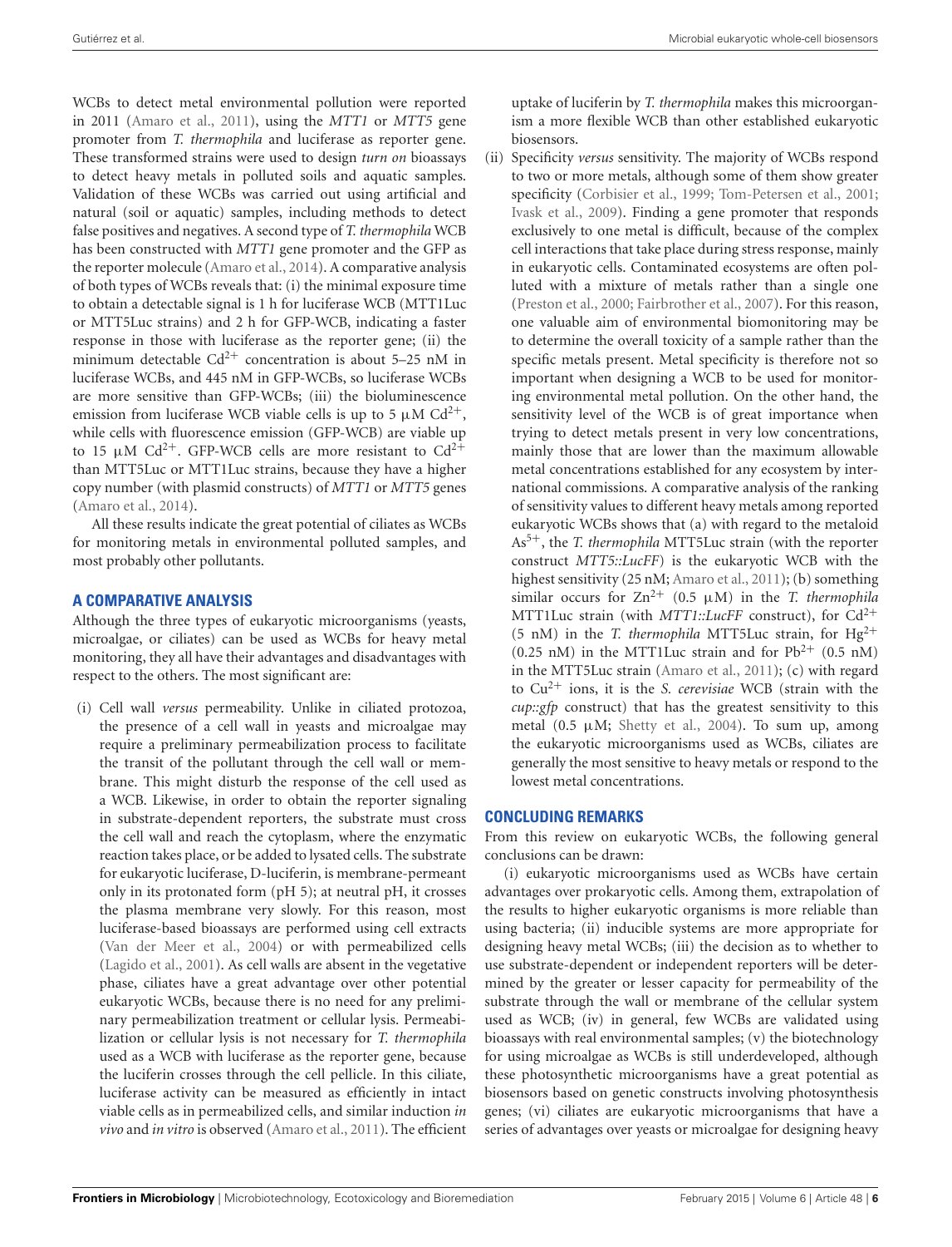WCBs to detect metal environmental pollution were reported in 2011 (Amaro et al., 2011), using the *MTT1* or *MTT5* gene promoter from *T. thermophila* and luciferase as reporter gene. These transformed strains were used to design *turn on* bioassays to detect heavy metals in polluted soils and aquatic samples. Validation of these WCBs was carried out using artificial and natural (soil or aquatic) samples, including methods to detect false positives and negatives. A second type of *T. thermophila* WCB has been constructed with *MTT1* gene promoter and the GFP as the reporter molecule (Amaro et al., 2014). A comparative analysis of both types of WCBs reveals that: (i) the minimal exposure time to obtain a detectable signal is 1 h for luciferase WCB (MTT1Luc or MTT5Luc strains) and 2 h for GFP-WCB, indicating a faster response in those with luciferase as the reporter gene; (ii) the minimum detectable $Cd^{2+}$ concentration is about 5–25 nM in luciferase WCBs, and 445 nM in GFP-WCBs, so luciferase WCBs are more sensitive than GFP-WCBs; (iii) the bioluminescence emission from luciferase WCB viable cells is up to 5 μM $Cd^{2+}$, while cells with fluorescence emission (GFP-WCB) are viable up to 15 μM $Cd^{2+}$. GFP-WCB cells are more resistant to $Cd^{2+}$ than MTT5Luc or MTT1Luc strains, because they have a higher copy number (with plasmid constructs) of *MTT1* or *MTT5* genes (Amaro et al., 2014).

All these results indicate the great potential of ciliates as WCBs for monitoring metals in environmental polluted samples, and most probably other pollutants.

## A COMPARATIVE ANALYSIS

Although the three types of eukaryotic microorganisms (yeasts, microalgae, or ciliates) can be used as WCBs for heavy metal monitoring, they all have their advantages and disadvantages with respect to the others. The most significant are:

(i) Cell wall *versus* permeability. Unlike in ciliated protozoa, the presence of a cell wall in yeasts and microalgae may require a preliminary permeabilization process to facilitate the transit of the pollutant through the cell wall or membrane. This might disturb the response of the cell used as a WCB. Likewise, in order to obtain the reporter signaling in substrate-dependent reporters, the substrate must cross the cell wall and reach the cytoplasm, where the enzymatic reaction takes place, or be added to lysated cells. The substrate for eukaryotic luciferase, D-luciferin, is membrane-permeant only in its protonated form (pH 5); at neutral pH, it crosses the plasma membrane very slowly. For this reason, most luciferase-based bioassays are performed using cell extracts (Van der Meer et al., 2004) or with permeabilized cells (Lagido et al., 2001). As cell walls are absent in the vegetative phase, ciliates have a great advantage over other potential eukaryotic WCBs, because there is no need for any preliminary permeabilization treatment or cellular lysis. Permeabilization or cellular lysis is not necessary for *T. thermophila* used as a WCB with luciferase as the reporter gene, because the luciferin crosses through the cell pellicle. In this ciliate, luciferase activity can be measured as efficiently in intact viable cells as in permeabilized cells, and similar induction *in vivo* and *in vitro* is observed (Amaro et al., 2011). The efficient uptake of luciferin by *T. thermophila* makes this microorganism a more flexible WCB than other established eukaryotic biosensors.

(ii) Specificity *versus* sensitivity. The majority of WCBs respond to two or more metals, although some of them show greater specificity (Corbisier et al., 1999; Tom-Petersen et al., 2001; Ivask et al., 2009). Finding a gene promoter that responds exclusively to one metal is difficult, because of the complex cell interactions that take place during stress response, mainly in eukaryotic cells. Contaminated ecosystems are often polluted with a mixture of metals rather than a single one (Preston et al., 2000; Fairbrother et al., 2007). For this reason, one valuable aim of environmental biomonitoring may be to determine the overall toxicity of a sample rather than the specific metals present. Metal specificity is therefore not so important when designing a WCB to be used for monitoring environmental metal pollution. On the other hand, the sensitivity level of the WCB is of great importance when trying to detect metals present in very low concentrations, mainly those that are lower than the maximum allowable metal concentrations established for any ecosystem by international commissions. A comparative analysis of the ranking of sensitivity values to different heavy metals among reported eukaryotic WCBs shows that (a) with regard to the metaloid $As^{5+}$, the *T. thermophila* MTT5Luc strain (with the reporter construct *MTT5::LucFF*) is the eukaryotic WCB with the highest sensitivity (25 nM; Amaro et al., 2011); (b) something similar occurs for $Zn^{2+}$ (0.5 μM) in the *T. thermophila* MTT1Luc strain (with *MTT1::LucFF* construct), for $Cd^{2+}$ (5 nM) in the *T. thermophila* MTT5Luc strain, for $Hg^{2+}$ (0.25 nM) in the MTT1Luc strain and for $Pb^{2+}$ (0.5 nM) in the MTT5Luc strain (Amaro et al., 2011); (c) with regard to $Cu^{2+}$ ions, it is the *S. cerevisiae* WCB (strain with the *cup::gfp* construct) that has the greatest sensitivity to this metal (0.5 μM; Shetty et al., 2004). To sum up, among the eukaryotic microorganisms used as WCBs, ciliates are generally the most sensitive to heavy metals or respond to the lowest metal concentrations.

## CONCLUDING REMARKS

From this review on eukaryotic WCBs, the following general conclusions can be drawn:

(i) eukaryotic microorganisms used as WCBs have certain advantages over prokaryotic cells. Among them, extrapolation of the results to higher eukaryotic organisms is more reliable than using bacteria; (ii) inducible systems are more appropriate for designing heavy metal WCBs; (iii) the decision as to whether to use substrate-dependent or independent reporters will be determined by the greater or lesser capacity for permeability of the substrate through the wall or membrane of the cellular system used as WCB; (iv) in general, few WCBs are validated using bioassays with real environmental samples; (v) the biotechnology for using microalgae as WCBs is still underdeveloped, although these photosynthetic microorganisms have a great potential as biosensors based on genetic constructs involving photosynthesis genes; (vi) ciliates are eukaryotic microorganisms that have a series of advantages over yeasts or microalgae for designing heavy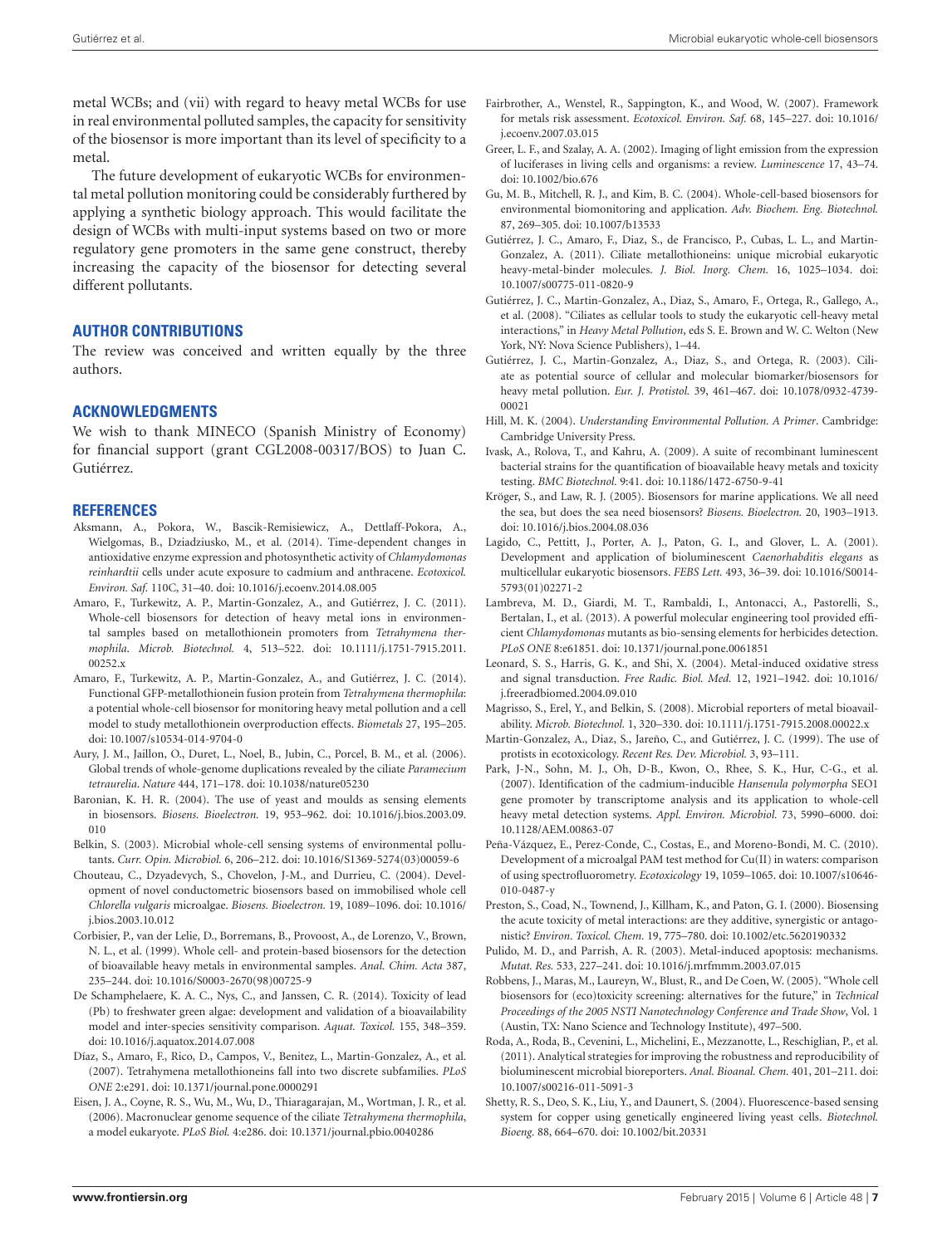metal WCBs; and (vii) with regard to heavy metal WCBs for use in real environmental polluted samples, the capacity for sensitivity of the biosensor is more important than its level of specificity to a metal.

The future development of eukaryotic WCBs for environmental metal pollution monitoring could be considerably furthered by applying a synthetic biology approach. This would facilitate the design of WCBs with multi-input systems based on two or more regulatory gene promoters in the same gene construct, thereby increasing the capacity of the biosensor for detecting several different pollutants.

## AUTHOR CONTRIBUTIONS

The review was conceived and written equally by the three authors.

## ACKNOWLEDGMENTS

We wish to thank MINECO (Spanish Ministry of Economy) for financial support (grant CGL2008-00317/BOS) to Juan C. Gutiérrez.

## REFERENCES

Aksmann, A., Pokora, W., Bascik-Remisiewicz, A., Dettlaff-Pokora, A., Wielgomas, B., Dziadziusko, M., et al. (2014). Time-dependent changes in antioxidative enzyme expression and photosynthetic activity of *Chlamydomonas reinhardtii* cells under acute exposure to cadmium and anthracene. *Ecotoxicol. Environ. Saf.* 110C, 31–40. doi: 10.1016/j.ecoenv.2014.08.005

Amaro, F., Turkewitz, A. P., Martin-Gonzalez, A., and Gutiérrez, J. C. (2011). Whole-cell biosensors for detection of heavy metal ions in environmental samples based on metallothionein promoters from *Tetrahymena thermophila*. *Microb. Biotechnol.* 4, 513–522. doi: 10.1111/j.1751-7915.2011.00252.x

Amaro, F., Turkewitz, A. P., Martin-Gonzalez, A., and Gutiérrez, J. C. (2014). Functional GFP-metallothionein fusion protein from *Tetrahymena thermophila*: a potential whole-cell biosensor for monitoring heavy metal pollution and a cell model to study metallothionein overproduction effects. *Biometals* 27, 195–205. doi: 10.1007/s10534-014-9704-0

Aury, J. M., Jaillon, O., Duret, L., Noel, B., Jubin, C., Porcel, B. M., et al. (2006). Global trends of whole-genome duplications revealed by the ciliate *Paramecium tetraurelia*. *Nature* 444, 171–178. doi: 10.1038/nature05230

Baronian, K. H. R. (2004). The use of yeast and moulds as sensing elements in biosensors. *Biosens. Bioelectron.* 19, 953–962. doi: 10.1016/j.bios.2003.09.010

Belkin, S. (2003). Microbial whole-cell sensing systems of environmental pollutants. *Curr. Opin. Microbiol.* 6, 206–212. doi: 10.1016/S1369-5274(03)00059-6

Chouteau, C., Dzyadevych, S., Chovelon, J-M., and Durrieu, C. (2004). Development of novel conductometric biosensors based on immobilised whole cell *Chlorella vulgaris* microalgae. *Biosens. Bioelectron.* 19, 1089–1096. doi: 10.1016/j.bios.2003.10.012

Corbisier, P., van der Lelie, D., Borremans, B., Provoost, A., de Lorenzo, V., Brown, N. L., et al. (1999). Whole cell- and protein-based biosensors for the detection of bioavailable heavy metals in environmental samples. *Anal. Chim. Acta* 387, 235–244. doi: 10.1016/S0003-2670(98)00725-9

De Schamphelaere, K. A. C., Nys, C., and Janssen, C. R. (2014). Toxicity of lead (Pb) to freshwater green algae: development and validation of a bioavailability model and inter-species sensitivity comparison. *Aquat. Toxicol.* 155, 348–359. doi: 10.1016/j.aquatox.2014.07.008

Díaz, S., Amaro, F., Rico, D., Campos, V., Benitez, L., Martin-Gonzalez, A., et al. (2007). Tetrahymena metallothioneins fall into two discrete subfamilies. *PLoS ONE* 2:e291. doi: 10.1371/journal.pone.0000291

Eisen, J. A., Coyne, R. S., Wu, M., Wu, D., Thiaragarajan, M., Wortman, J. R., et al. (2006). Macronuclear genome sequence of the ciliate *Tetrahymena thermophila*, a model eukaryote. *PLoS Biol.* 4:e286. doi: 10.1371/journal.pbio.0040286

Fairbrother, A., Wenstel, R., Sappington, K., and Wood, W. (2007). Framework for metals risk assessment. *Ecotoxicol. Environ. Saf.* 68, 145–227. doi: 10.1016/j.ecoenv.2007.03.015

Greer, L. F., and Szalay, A. A. (2002). Imaging of light emission from the expression of luciferases in living cells and organisms: a review. *Luminescence* 17, 43–74. doi: 10.1002/bio.676

Gu, M. B., Mitchell, R. J., and Kim, B. C. (2004). Whole-cell-based biosensors for environmental biomonitoring and application. *Adv. Biochem. Eng. Biotechnol.* 87, 269–305. doi: 10.1007/b13533

Gutiérrez, J. C., Amaro, F., Diaz, S., de Francisco, P., Cubas, L. L., and Martin-Gonzalez, A. (2011). Ciliate metallothioneins: unique microbial eukaryotic heavy-metal-binder molecules. *J. Biol. Inorg. Chem.* 16, 1025–1034. doi: 10.1007/s00775-011-0820-9

Gutiérrez, J. C., Martin-Gonzalez, A., Diaz, S., Amaro, F., Ortega, R., Gallego, A., et al. (2008). "Ciliates as cellular tools to study the eukaryotic cell-heavy metal interactions," in *Heavy Metal Pollution*, eds S. E. Brown and W. C. Welton (New York, NY: Nova Science Publishers), 1–44.

Gutiérrez, J. C., Martin-Gonzalez, A., Diaz, S., and Ortega, R. (2003). Ciliate as potential source of cellular and molecular biomarker/biosensors for heavy metal pollution. *Eur. J. Protistol.* 39, 461–467. doi: 10.1078/0932-4739-00021

Hill, M. K. (2004). *Understanding Environmental Pollution. A Primer*. Cambridge: Cambridge University Press.

Ivask, A., Rolova, T., and Kahru, A. (2009). A suite of recombinant luminescent bacterial strains for the quantification of bioavailable heavy metals and toxicity testing. *BMC Biotechnol.* 9:41. doi: 10.1186/1472-6750-9-41

Kröger, S., and Law, R. J. (2005). Biosensors for marine applications. We all need the sea, but does the sea need biosensors? *Biosens. Bioelectron.* 20, 1903–1913. doi: 10.1016/j.bios.2004.08.036

Lagido, C., Pettitt, J., Porter, A. J., Paton, G. I., and Glover, L. A. (2001). Development and application of bioluminescent *Caenorhabditis elegans* as multicellular eukaryotic biosensors. *FEBS Lett.* 493, 36–39. doi: 10.1016/S0014-5793(01)02271-2

Lambreva, M. D., Giardi, M. T., Rambaldi, I., Antonacci, A., Pastorelli, S., Bertalan, I., et al. (2013). A powerful molecular engineering tool provided efficient *Chlamydomonas* mutants as bio-sensing elements for herbicides detection. *PLoS ONE* 8:e61851. doi: 10.1371/journal.pone.0061851

Leonard, S. S., Harris, G. K., and Shi, X. (2004). Metal-induced oxidative stress and signal transduction. *Free Radic. Biol. Med.* 12, 1921–1942. doi: 10.1016/j.freeradbiomed.2004.09.010

Magrisso, S., Erel, Y., and Belkin, S. (2008). Microbial reporters of metal bioavailability. *Microb. Biotechnol.* 1, 320–330. doi: 10.1111/j.1751-7915.2008.00022.x

Martin-Gonzalez, A., Díaz, S., Jareño, C., and Gutiérrez, J. C. (1999). The use of protists in ecotoxicology. *Recent Res. Dev. Microbiol.* 3, 93–111.

Park, J-N., Sohn, M. J., Oh, D-B., Kwon, O., Rhee, S. K., Hur, C-G., et al. (2007). Identification of the cadmium-inducible *Hansenula polymorpha* SEO1 gene promoter by transcriptome analysis and its application to whole-cell heavy metal detection systems. *Appl. Environ. Microbiol.* 73, 5990–6000. doi: 10.1128/AEM.00863-07

Peña-Vázquez, E., Perez-Conde, C., Costas, E., and Moreno-Bondi, M. C. (2010). Development of a microalgal PAM test method for Cu(II) in waters: comparison of using spectrofluorometry. *Ecotoxicology* 19, 1059–1065. doi: 10.1007/s10646-010-0487-y

Preston, S., Coad, N., Townend, J., Killham, K., and Paton, G. I. (2000). Biosensing the acute toxicity of metal interactions: are they additive, synergistic or antagonistic? *Environ. Toxicol. Chem.* 19, 775–780. doi: 10.1002/etc.5620190332

Pulido, M. D., and Parrish, A. R. (2003). Metal-induced apoptosis: mechanisms. *Mutat. Res.* 533, 227–241. doi: 10.1016/j.mrfmmm.2003.07.015

Robbens, J., Maras, M., Laureyn, W., Blust, R., and De Coen, W. (2005). "Whole cell biosensors for (eco)toxicity screening: alternatives for the future," in *Technical Proceedings of the 2005 NSTI Nanotechnology Conference and Trade Show*, Vol. 1 (Austin, TX: Nano Science and Technology Institute), 497–500.

Roda, A., Roda, B., Cevenini, L., Michelini, E., Mezzanotte, L., Reschiglian, P., et al. (2011). Analytical strategies for improving the robustness and reproducibility of bioluminescent microbial bioreporters. *Anal. Bioanal. Chem.* 401, 201–211. doi: 10.1007/s00216-011-5091-3

Shetty, R. S., Deo, S. K., Liu, Y., and Daunert, S. (2004). Fluorescence-based sensing system for copper using genetically engineered living yeast cells. *Biotechnol. Bioeng.* 88, 664–670. doi: 10.1002/bit.20331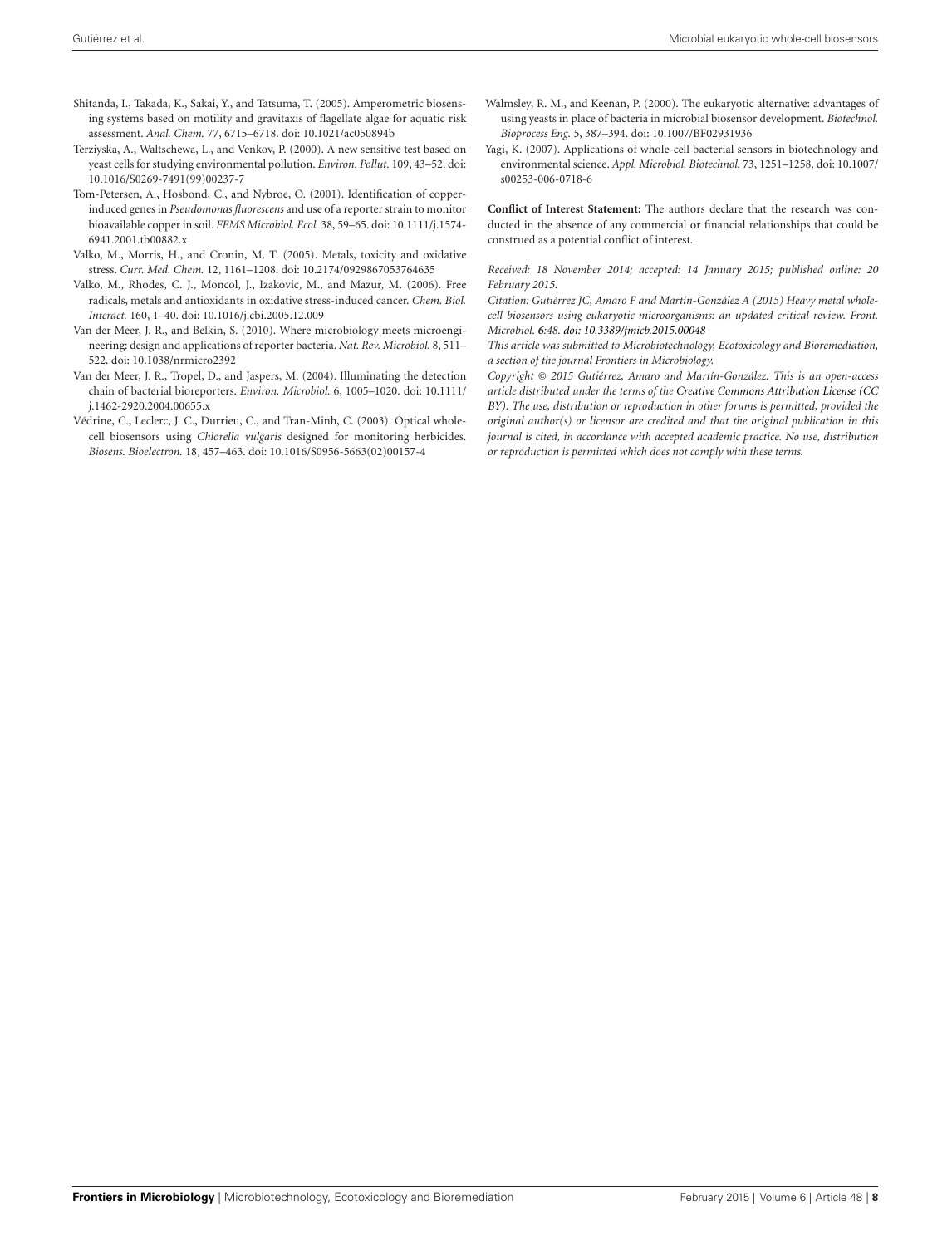Shitanda, I., Takada, K., Sakai, Y., and Tatsuma, T. (2005). Amperometric biosensing systems based on motility and gravitaxis of flagellate algae for aquatic risk assessment. *Anal. Chem.* 77, 6715–6718. doi: 10.1021/ac050894b

Terziyska, A., Waltschewa, L., and Venkov, P. (2000). A new sensitive test based on yeast cells for studying environmental pollution. *Environ. Pollut.* 109, 43–52. doi: 10.1016/S0269-7491(99)00237-7

Tom-Petersen, A., Hosbond, C., and Nybroe, O. (2001). Identification of copper-induced genes in *Pseudomonas fluorescens* and use of a reporter strain to monitor bioavailable copper in soil. *FEMS Microbiol. Ecol.* 38, 59–65. doi: 10.1111/j.1574-6941.2001.tb00882.x

Valko, M., Morris, H., and Cronin, M. T. (2005). Metals, toxicity and oxidative stress. *Curr. Med. Chem.* 12, 1161–1208. doi: 10.2174/0929867053764635

Valko, M., Rhodes, C. J., Moncol, J., Izakovic, M., and Mazur, M. (2006). Free radicals, metals and antioxidants in oxidative stress-induced cancer. *Chem. Biol. Interact.* 160, 1–40. doi: 10.1016/j.cbi.2005.12.009

Van der Meer, J. R., and Belkin, S. (2010). Where microbiology meets microengineering: design and applications of reporter bacteria. *Nat. Rev. Microbiol.* 8, 511–522. doi: 10.1038/nrmicro2392

Van der Meer, J. R., Tropel, D., and Jaspers, M. (2004). Illuminating the detection chain of bacterial bioreporters. *Environ. Microbiol.* 6, 1005–1020. doi: 10.1111/j.1462-2920.2004.00655.x

Védrine, C., Leclerc, J. C., Durrieu, C., and Tran-Minh, C. (2003). Optical whole-cell biosensors using *Chlorella vulgaris* designed for monitoring herbicides. *Biosens. Bioelectron.* 18, 457–463. doi: 10.1016/S0956-5663(02)00157-4

Walmsley, R. M., and Keenan, P. (2000). The eukaryotic alternative: advantages of using yeasts in place of bacteria in microbial biosensor development. *Biotechnol. Bioprocess Eng.* 5, 387–394. doi: 10.1007/BF02931936

Yagi, K. (2007). Applications of whole-cell bacterial sensors in biotechnology and environmental science. *Appl. Microbiol. Biotechnol.* 73, 1251–1258. doi: 10.1007/s00253-006-0718-6

**Conflict of Interest Statement:** The authors declare that the research was conducted in the absence of any commercial or financial relationships that could be construed as a potential conflict of interest.

*Received: 18 November 2014; accepted: 14 January 2015; published online: 20 February 2015.*

*Citation: Gutiérrez JC, Amaro F and Martín-González A (2015) Heavy metal whole-cell biosensors using eukaryotic microorganisms: an updated critical review. Front. Microbiol. **6**:48. doi: 10.3389/fmicb.2015.00048*

*This article was submitted to Microbiotechnology, Ecotoxicology and Bioremediation, a section of the journal Frontiers in Microbiology.*

*Copyright © 2015 Gutiérrez, Amaro and Martín-González. This is an open-access article distributed under the terms of the Creative Commons Attribution License (CC BY). The use, distribution or reproduction in other forums is permitted, provided the original author(s) or licensor are credited and that the original publication in this journal is cited, in accordance with accepted academic practice. No use, distribution or reproduction is permitted which does not comply with these terms.*